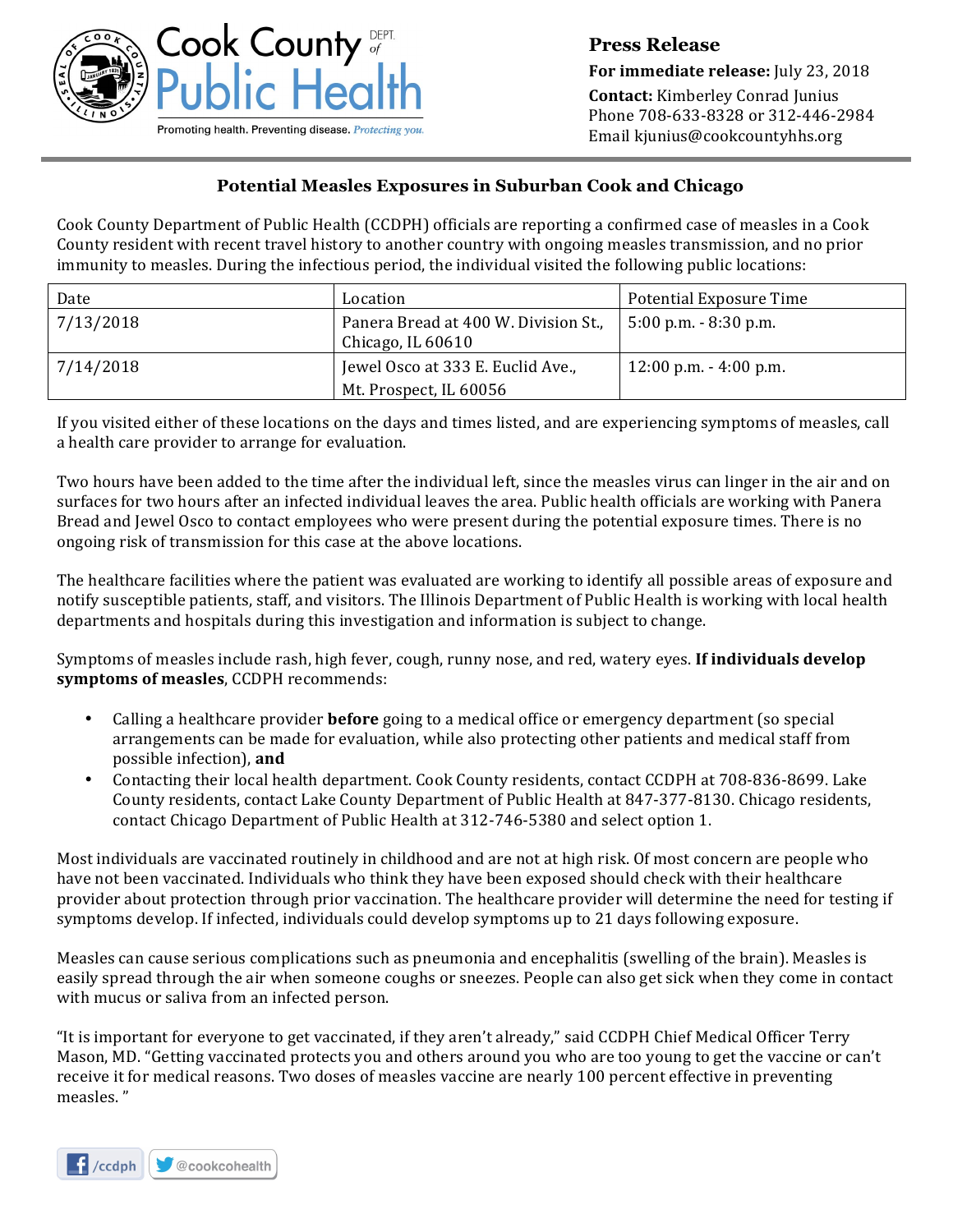Cook County Department of Public Health

Promoting health. Preventing disease. *Protecting you.*

**Press Release**

**For immediate release:** July 23, 2018

**Contact:** Kimberley Conrad Junius

Phone 708-633-8328 or 312-446-2984

Email kjunius@cookcountyhhs.org

## Potential Measles Exposures in Suburban Cook and Chicago

Cook County Department of Public Health (CCDPH) officials are reporting a confirmed case of measles in a Cook County resident with recent travel history to another country with ongoing measles transmission, and no prior immunity to measles. During the infectious period, the individual visited the following public locations:

| Date | Location | Potential Exposure Time |
|---|---|---|
| 7/13/2018 | Panera Bread at 400 W. Division St., Chicago, IL 60610 | 5:00 p.m. - 8:30 p.m. |
| 7/14/2018 | Jewel Osco at 333 E. Euclid Ave., Mt. Prospect, IL 60056 | 12:00 p.m. - 4:00 p.m. |

If you visited either of these locations on the days and times listed, and are experiencing symptoms of measles, call a health care provider to arrange for evaluation.

Two hours have been added to the time after the individual left, since the measles virus can linger in the air and on surfaces for two hours after an infected individual leaves the area. Public health officials are working with Panera Bread and Jewel Osco to contact employees who were present during the potential exposure times. There is no ongoing risk of transmission for this case at the above locations.

The healthcare facilities where the patient was evaluated are working to identify all possible areas of exposure and notify susceptible patients, staff, and visitors. The Illinois Department of Public Health is working with local health departments and hospitals during this investigation and information is subject to change.

Symptoms of measles include rash, high fever, cough, runny nose, and red, watery eyes. **If individuals develop symptoms of measles**, CCDPH recommends:

- Calling a healthcare provider **before** going to a medical office or emergency department (so special arrangements can be made for evaluation, while also protecting other patients and medical staff from possible infection), **and**
- Contacting their local health department. Cook County residents, contact CCDPH at 708-836-8699. Lake County residents, contact Lake County Department of Public Health at 847-377-8130. Chicago residents, contact Chicago Department of Public Health at 312-746-5380 and select option 1.

Most individuals are vaccinated routinely in childhood and are not at high risk. Of most concern are people who have not been vaccinated. Individuals who think they have been exposed should check with their healthcare provider about protection through prior vaccination. The healthcare provider will determine the need for testing if symptoms develop. If infected, individuals could develop symptoms up to 21 days following exposure.

Measles can cause serious complications such as pneumonia and encephalitis (swelling of the brain). Measles is easily spread through the air when someone coughs or sneezes. People can also get sick when they come in contact with mucus or saliva from an infected person.

"It is important for everyone to get vaccinated, if they aren't already," said CCDPH Chief Medical Officer Terry Mason, MD. "Getting vaccinated protects you and others around you who are too young to get the vaccine or can't receive it for medical reasons. Two doses of measles vaccine are nearly 100 percent effective in preventing measles. "

/ccdph @cookcohealth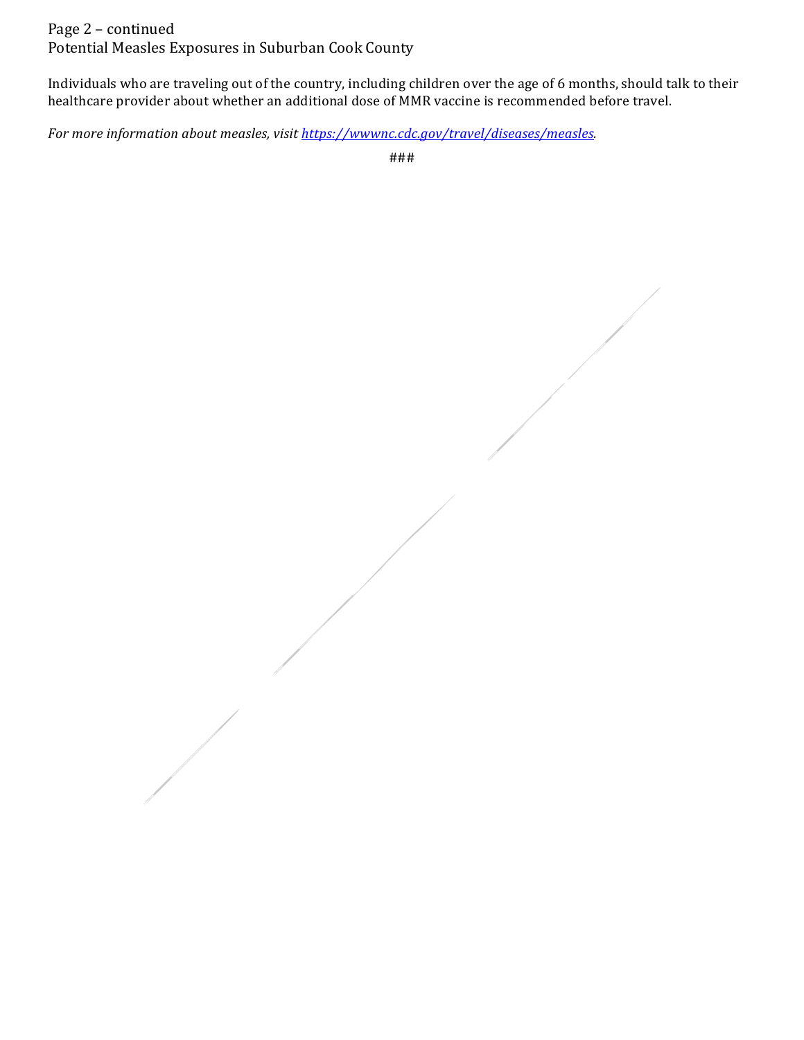Individuals who are traveling out of the country, including children over the age of 6 months, should talk to their healthcare provider about whether an additional dose of MMR vaccine is recommended before travel.

*For more information about measles, visit https://wwwnc.cdc.gov/travel/diseases/measles.*

###